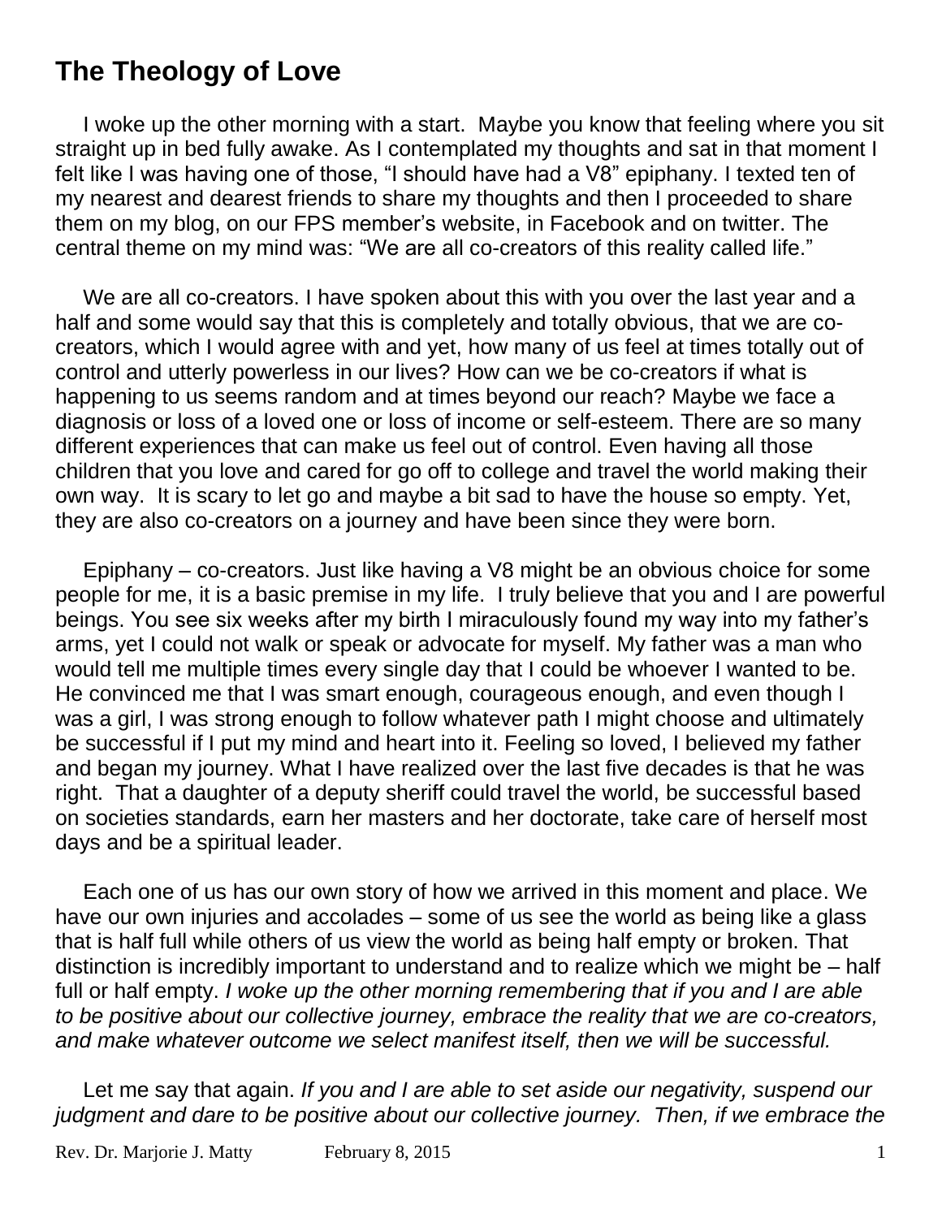# The Theology of Love

I woke up the other morning with a start. Maybe you know that feeling where you sit straight up in bed fully awake. As I contemplated my thoughts and sat in that moment I felt like I was having one of those, "I should have had a V8" epiphany. I texted ten of my nearest and dearest friends to share my thoughts and then I proceeded to share them on my blog, on our FPS member's website, in Facebook and on twitter. The central theme on my mind was: "We are all co-creators of this reality called life."

We are all co-creators. I have spoken about this with you over the last year and a half and some would say that this is completely and totally obvious, that we are co-creators, which I would agree with and yet, how many of us feel at times totally out of control and utterly powerless in our lives? How can we be co-creators if what is happening to us seems random and at times beyond our reach? Maybe we face a diagnosis or loss of a loved one or loss of income or self-esteem. There are so many different experiences that can make us feel out of control. Even having all those children that you love and cared for go off to college and travel the world making their own way. It is scary to let go and maybe a bit sad to have the house so empty. Yet, they are also co-creators on a journey and have been since they were born.

Epiphany – co-creators. Just like having a V8 might be an obvious choice for some people for me, it is a basic premise in my life. I truly believe that you and I are powerful beings. You see six weeks after my birth I miraculously found my way into my father's arms, yet I could not walk or speak or advocate for myself. My father was a man who would tell me multiple times every single day that I could be whoever I wanted to be. He convinced me that I was smart enough, courageous enough, and even though I was a girl, I was strong enough to follow whatever path I might choose and ultimately be successful if I put my mind and heart into it. Feeling so loved, I believed my father and began my journey. What I have realized over the last five decades is that he was right. That a daughter of a deputy sheriff could travel the world, be successful based on societies standards, earn her masters and her doctorate, take care of herself most days and be a spiritual leader.

Each one of us has our own story of how we arrived in this moment and place. We have our own injuries and accolades – some of us see the world as being like a glass that is half full while others of us view the world as being half empty or broken. That distinction is incredibly important to understand and to realize which we might be – half full or half empty. *I woke up the other morning remembering that if you and I are able to be positive about our collective journey, embrace the reality that we are co-creators, and make whatever outcome we select manifest itself, then we will be successful.*

Let me say that again. *If you and I are able to set aside our negativity, suspend our judgment and dare to be positive about our collective journey. Then, if we embrace the*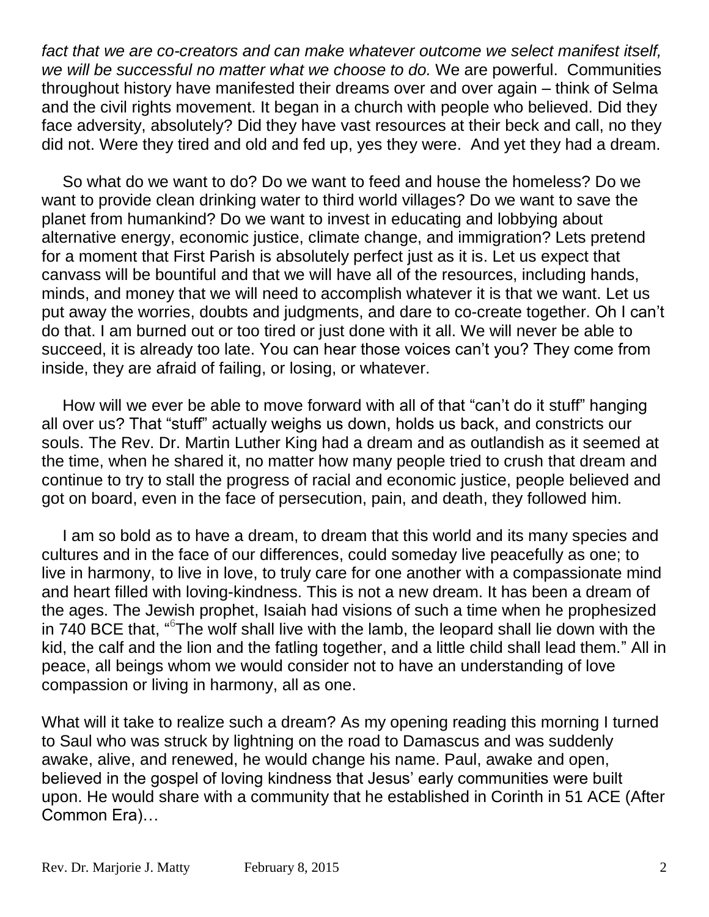*fact that we are co-creators and can make whatever outcome we select manifest itself, we will be successful no matter what we choose to do.* We are powerful. Communities throughout history have manifested their dreams over and over again – think of Selma and the civil rights movement. It began in a church with people who believed. Did they face adversity, absolutely? Did they have vast resources at their beck and call, no they did not. Were they tired and old and fed up, yes they were. And yet they had a dream.

So what do we want to do? Do we want to feed and house the homeless? Do we want to provide clean drinking water to third world villages? Do we want to save the planet from humankind? Do we want to invest in educating and lobbying about alternative energy, economic justice, climate change, and immigration? Lets pretend for a moment that First Parish is absolutely perfect just as it is. Let us expect that canvass will be bountiful and that we will have all of the resources, including hands, minds, and money that we will need to accomplish whatever it is that we want. Let us put away the worries, doubts and judgments, and dare to co-create together. Oh I can't do that. I am burned out or too tired or just done with it all. We will never be able to succeed, it is already too late. You can hear those voices can't you? They come from inside, they are afraid of failing, or losing, or whatever.

How will we ever be able to move forward with all of that "can't do it stuff" hanging all over us? That "stuff" actually weighs us down, holds us back, and constricts our souls. The Rev. Dr. Martin Luther King had a dream and as outlandish as it seemed at the time, when he shared it, no matter how many people tried to crush that dream and continue to try to stall the progress of racial and economic justice, people believed and got on board, even in the face of persecution, pain, and death, they followed him.

I am so bold as to have a dream, to dream that this world and its many species and cultures and in the face of our differences, could someday live peacefully as one; to live in harmony, to live in love, to truly care for one another with a compassionate mind and heart filled with loving-kindness. This is not a new dream. It has been a dream of the ages. The Jewish prophet, Isaiah had visions of such a time when he prophesized in 740 BCE that, "[6]The wolf shall live with the lamb, the leopard shall lie down with the kid, the calf and the lion and the fatling together, and a little child shall lead them." All in peace, all beings whom we would consider not to have an understanding of love compassion or living in harmony, all as one.

What will it take to realize such a dream? As my opening reading this morning I turned to Saul who was struck by lightning on the road to Damascus and was suddenly awake, alive, and renewed, he would change his name. Paul, awake and open, believed in the gospel of loving kindness that Jesus' early communities were built upon. He would share with a community that he established in Corinth in 51 ACE (After Common Era)…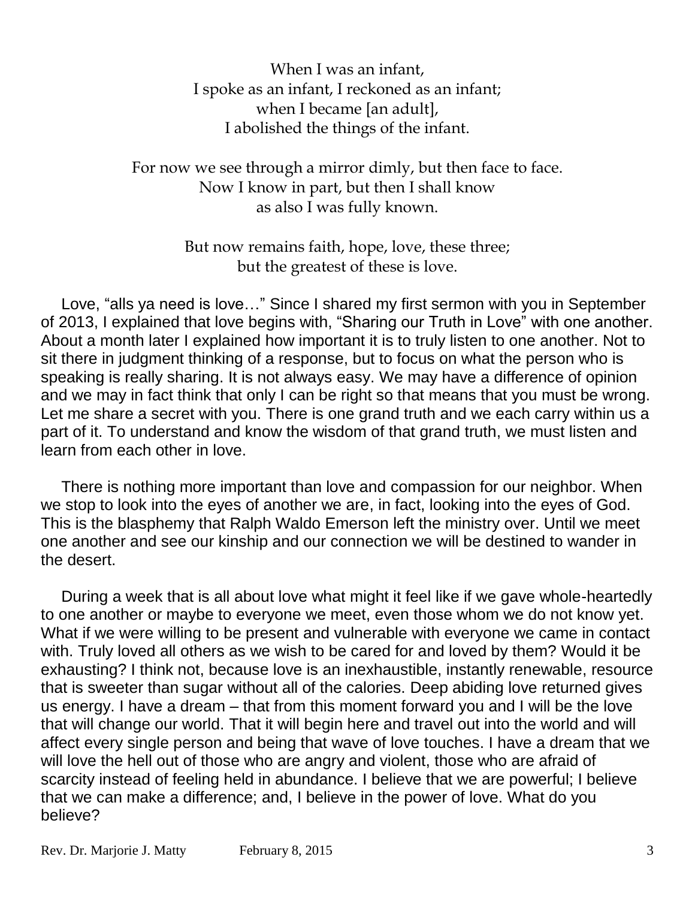When I was an infant,  
I spoke as an infant, I reckoned as an infant;  
when I became [an adult],  
I abolished the things of the infant.

For now we see through a mirror dimly, but then face to face.  
Now I know in part, but then I shall know  
as also I was fully known.

But now remains faith, hope, love, these three;  
but the greatest of these is love.

Love, "alls ya need is love…" Since I shared my first sermon with you in September of 2013, I explained that love begins with, "Sharing our Truth in Love" with one another. About a month later I explained how important it is to truly listen to one another. Not to sit there in judgment thinking of a response, but to focus on what the person who is speaking is really sharing. It is not always easy. We may have a difference of opinion and we may in fact think that only I can be right so that means that you must be wrong. Let me share a secret with you. There is one grand truth and we each carry within us a part of it. To understand and know the wisdom of that grand truth, we must listen and learn from each other in love.

There is nothing more important than love and compassion for our neighbor. When we stop to look into the eyes of another we are, in fact, looking into the eyes of God. This is the blasphemy that Ralph Waldo Emerson left the ministry over. Until we meet one another and see our kinship and our connection we will be destined to wander in the desert.

During a week that is all about love what might it feel like if we gave whole-heartedly to one another or maybe to everyone we meet, even those whom we do not know yet. What if we were willing to be present and vulnerable with everyone we came in contact with. Truly loved all others as we wish to be cared for and loved by them? Would it be exhausting? I think not, because love is an inexhaustible, instantly renewable, resource that is sweeter than sugar without all of the calories. Deep abiding love returned gives us energy. I have a dream – that from this moment forward you and I will be the love that will change our world. That it will begin here and travel out into the world and will affect every single person and being that wave of love touches. I have a dream that we will love the hell out of those who are angry and violent, those who are afraid of scarcity instead of feeling held in abundance. I believe that we are powerful; I believe that we can make a difference; and, I believe in the power of love. What do you believe?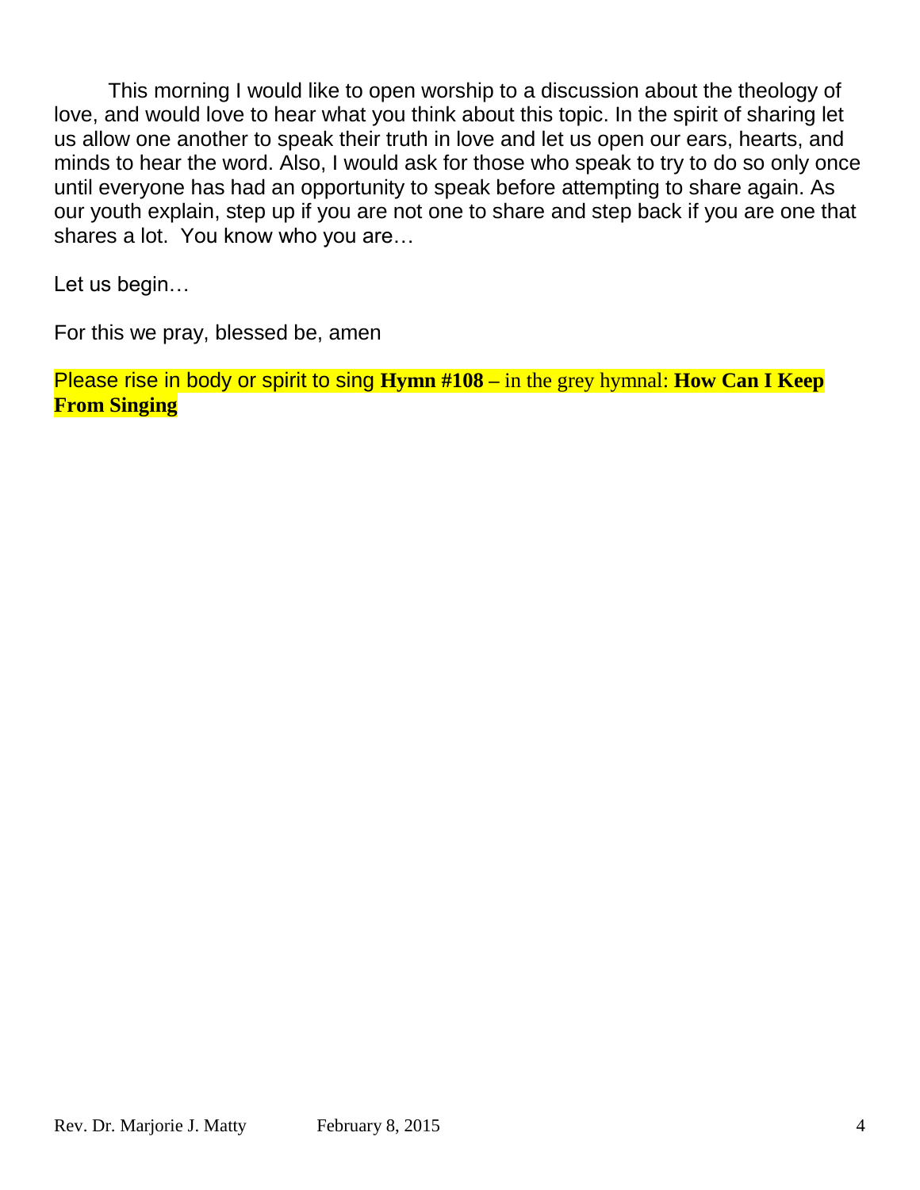This morning I would like to open worship to a discussion about the theology of love, and would love to hear what you think about this topic. In the spirit of sharing let us allow one another to speak their truth in love and let us open our ears, hearts, and minds to hear the word. Also, I would ask for those who speak to try to do so only once until everyone has had an opportunity to speak before attempting to share again. As our youth explain, step up if you are not one to share and step back if you are one that shares a lot.  You know who you are…

Let us begin…

For this we pray, blessed be, amen

Please rise in body or spirit to sing **Hymn #108** – in the grey hymnal: **How Can I Keep From Singing**